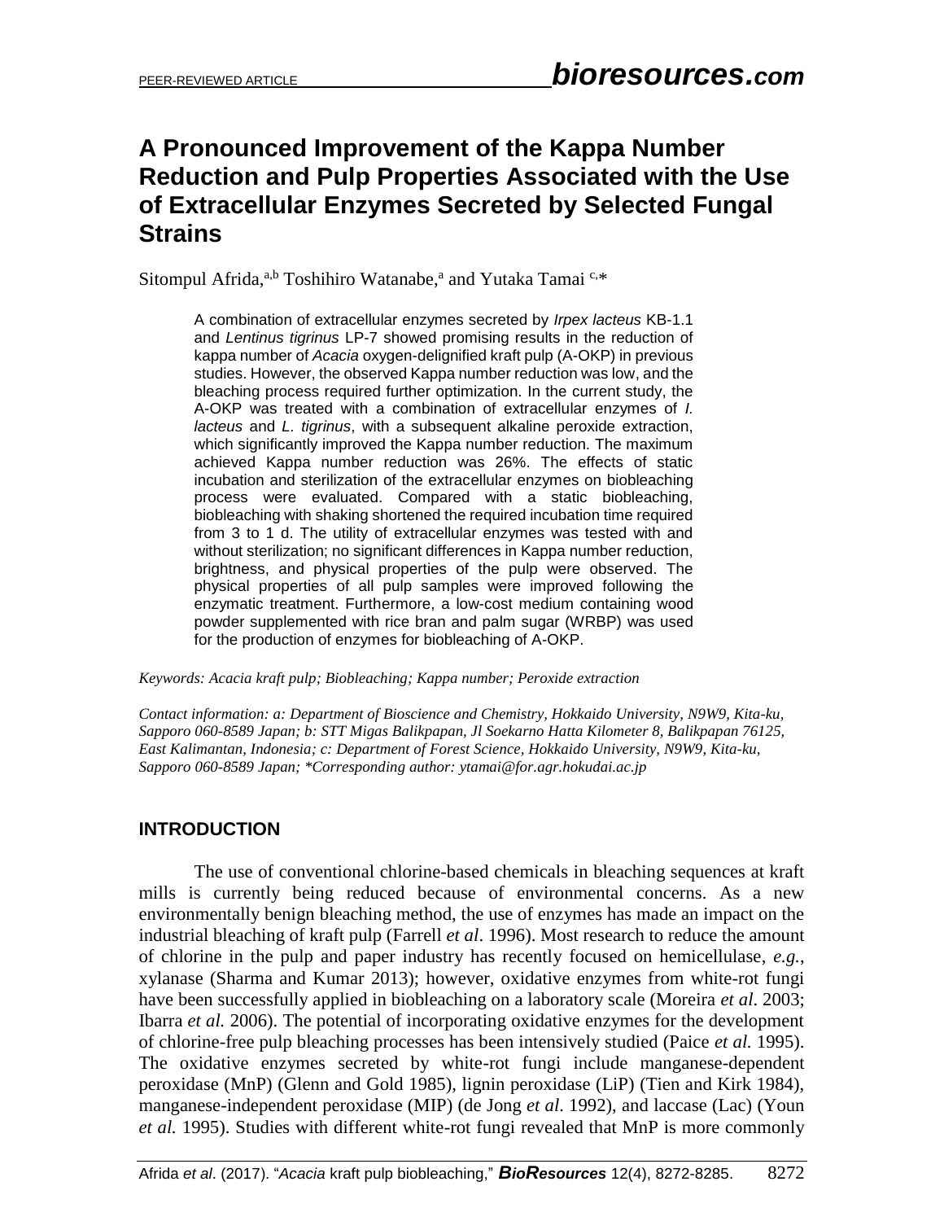# A Pronounced Improvement of the Kappa Number Reduction and Pulp Properties Associated with the Use of Extracellular Enzymes Secreted by Selected Fungal Strains

Sitompul Afrida,[a,b] Toshihiro Watanabe,[a] and Yutaka Tamai [c,*]

A combination of extracellular enzymes secreted by *Irpex lacteus* KB-1.1 and *Lentinus tigrinus* LP-7 showed promising results in the reduction of kappa number of *Acacia* oxygen-delignified kraft pulp (A-OKP) in previous studies. However, the observed Kappa number reduction was low, and the bleaching process required further optimization. In the current study, the A-OKP was treated with a combination of extracellular enzymes of *I. lacteus* and *L. tigrinus*, with a subsequent alkaline peroxide extraction, which significantly improved the Kappa number reduction. The maximum achieved Kappa number reduction was 26%. The effects of static incubation and sterilization of the extracellular enzymes on biobleaching process were evaluated. Compared with a static biobleaching, biobleaching with shaking shortened the required incubation time required from 3 to 1 d. The utility of extracellular enzymes was tested with and without sterilization; no significant differences in Kappa number reduction, brightness, and physical properties of the pulp were observed. The physical properties of all pulp samples were improved following the enzymatic treatment. Furthermore, a low-cost medium containing wood powder supplemented with rice bran and palm sugar (WRBP) was used for the production of enzymes for biobleaching of A-OKP.

*Keywords: Acacia kraft pulp; Biobleaching; Kappa number; Peroxide extraction*

*Contact information: a: Department of Bioscience and Chemistry, Hokkaido University, N9W9, Kita-ku, Sapporo 060-8589 Japan; b: STT Migas Balikpapan, Jl Soekarno Hatta Kilometer 8, Balikpapan 76125, East Kalimantan, Indonesia; c: Department of Forest Science, Hokkaido University, N9W9, Kita-ku, Sapporo 060-8589 Japan; *Corresponding author: ytamai@for.agr.hokudai.ac.jp*

## INTRODUCTION

The use of conventional chlorine-based chemicals in bleaching sequences at kraft mills is currently being reduced because of environmental concerns. As a new environmentally benign bleaching method, the use of enzymes has made an impact on the industrial bleaching of kraft pulp (Farrell *et al*. 1996). Most research to reduce the amount of chlorine in the pulp and paper industry has recently focused on hemicellulase, *e.g.*, xylanase (Sharma and Kumar 2013); however, oxidative enzymes from white-rot fungi have been successfully applied in biobleaching on a laboratory scale (Moreira *et al*. 2003; Ibarra *et al.* 2006). The potential of incorporating oxidative enzymes for the development of chlorine-free pulp bleaching processes has been intensively studied (Paice *et al.* 1995). The oxidative enzymes secreted by white-rot fungi include manganese-dependent peroxidase (MnP) (Glenn and Gold 1985), lignin peroxidase (LiP) (Tien and Kirk 1984), manganese-independent peroxidase (MIP) (de Jong *et al*. 1992), and laccase (Lac) (Youn *et al.* 1995). Studies with different white-rot fungi revealed that MnP is more commonly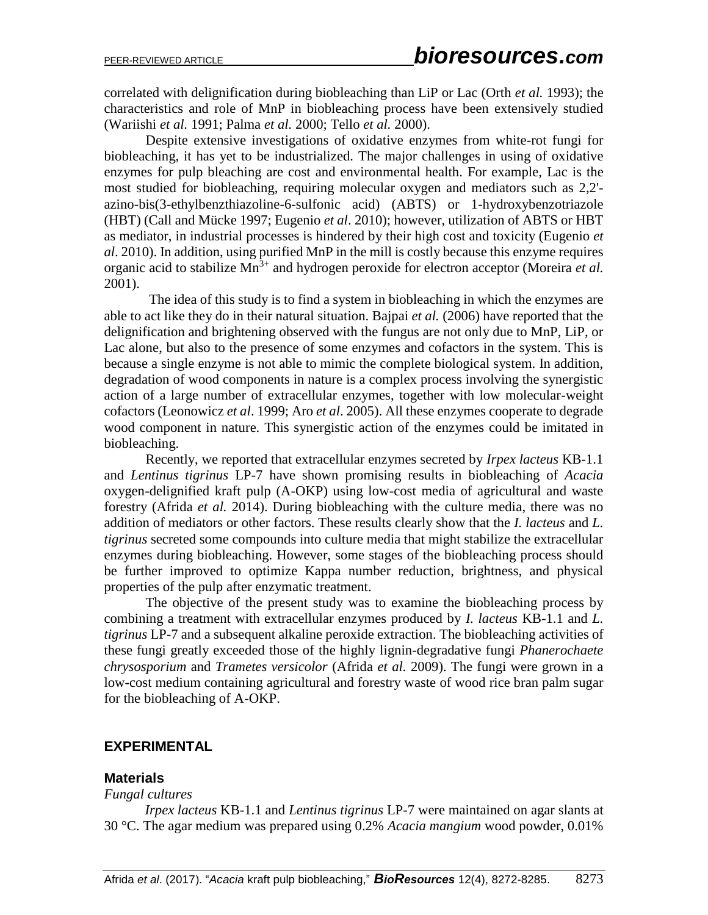correlated with delignification during biobleaching than LiP or Lac (Orth *et al.* 1993); the characteristics and role of MnP in biobleaching process have been extensively studied (Wariishi *et al*. 1991; Palma *et al.* 2000; Tello *et al.* 2000).

Despite extensive investigations of oxidative enzymes from white-rot fungi for biobleaching, it has yet to be industrialized. The major challenges in using of oxidative enzymes for pulp bleaching are cost and environmental health. For example, Lac is the most studied for biobleaching, requiring molecular oxygen and mediators such as 2,2'-azino-bis(3-ethylbenzthiazoline-6-sulfonic acid) (ABTS) or 1-hydroxybenzotriazole (HBT) (Call and Mücke 1997; Eugenio *et al*. 2010); however, utilization of ABTS or HBT as mediator, in industrial processes is hindered by their high cost and toxicity (Eugenio *et al*. 2010). In addition, using purified MnP in the mill is costly because this enzyme requires organic acid to stabilize $Mn^{3+}$ and hydrogen peroxide for electron acceptor (Moreira *et al.* 2001).

The idea of this study is to find a system in biobleaching in which the enzymes are able to act like they do in their natural situation. Bajpai *et al.* (2006) have reported that the delignification and brightening observed with the fungus are not only due to MnP, LiP, or Lac alone, but also to the presence of some enzymes and cofactors in the system. This is because a single enzyme is not able to mimic the complete biological system. In addition, degradation of wood components in nature is a complex process involving the synergistic action of a large number of extracellular enzymes, together with low molecular-weight cofactors (Leonowicz *et al*. 1999; Aro *et al*. 2005). All these enzymes cooperate to degrade wood component in nature. This synergistic action of the enzymes could be imitated in biobleaching.

Recently, we reported that extracellular enzymes secreted by *Irpex lacteus* KB-1.1 and *Lentinus tigrinus* LP-7 have shown promising results in biobleaching of *Acacia* oxygen-delignified kraft pulp (A-OKP) using low-cost media of agricultural and waste forestry (Afrida *et al.* 2014). During biobleaching with the culture media, there was no addition of mediators or other factors. These results clearly show that the *I. lacteus* and *L. tigrinus* secreted some compounds into culture media that might stabilize the extracellular enzymes during biobleaching. However, some stages of the biobleaching process should be further improved to optimize Kappa number reduction, brightness, and physical properties of the pulp after enzymatic treatment.

The objective of the present study was to examine the biobleaching process by combining a treatment with extracellular enzymes produced by *I. lacteus* KB-1.1 and *L. tigrinus* LP-7 and a subsequent alkaline peroxide extraction. The biobleaching activities of these fungi greatly exceeded those of the highly lignin-degradative fungi *Phanerochaete chrysosporium* and *Trametes versicolor* (Afrida *et al.* 2009). The fungi were grown in a low-cost medium containing agricultural and forestry waste of wood rice bran palm sugar for the biobleaching of A-OKP.

## EXPERIMENTAL

### Materials

*Fungal cultures*

*Irpex lacteus* KB-1.1 and *Lentinus tigrinus* LP-7 were maintained on agar slants at 30 °C. The agar medium was prepared using 0.2% *Acacia mangium* wood powder, 0.01%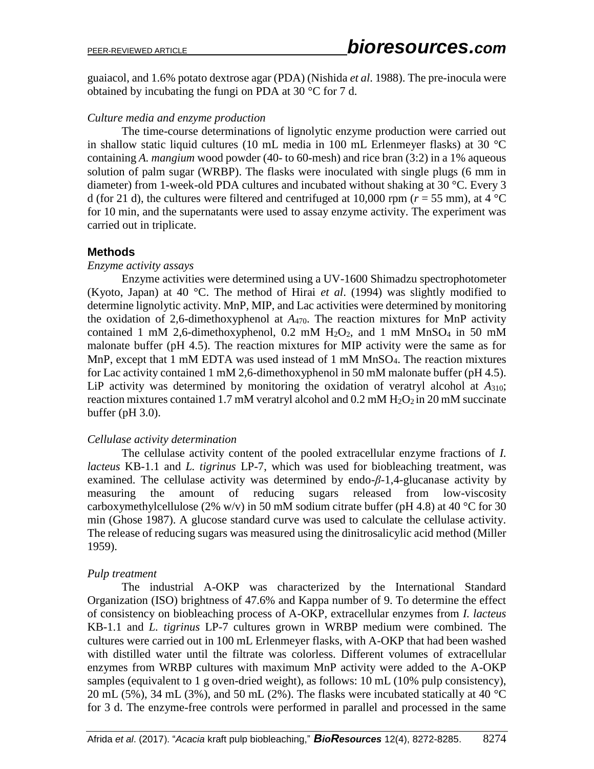guaiacol, and 1.6% potato dextrose agar (PDA) (Nishida *et al*. 1988). The pre-inocula were obtained by incubating the fungi on PDA at 30 °C for 7 d.

*Culture media and enzyme production*

The time-course determinations of lignolytic enzyme production were carried out in shallow static liquid cultures (10 mL media in 100 mL Erlenmeyer flasks) at 30 °C containing *A. mangium* wood powder (40- to 60-mesh) and rice bran (3:2) in a 1% aqueous solution of palm sugar (WRBP). The flasks were inoculated with single plugs (6 mm in diameter) from 1-week-old PDA cultures and incubated without shaking at 30 °C. Every 3 d (for 21 d), the cultures were filtered and centrifuged at 10,000 rpm ($r$ = 55 mm), at 4 °C for 10 min, and the supernatants were used to assay enzyme activity. The experiment was carried out in triplicate.

## Methods

*Enzyme activity assays*

Enzyme activities were determined using a UV-1600 Shimadzu spectrophotometer (Kyoto, Japan) at 40 °C. The method of Hirai *et al*. (1994) was slightly modified to determine lignolytic activity. MnP, MIP, and Lac activities were determined by monitoring the oxidation of 2,6-dimethoxyphenol at $A_{470}$. The reaction mixtures for MnP activity contained 1 mM 2,6-dimethoxyphenol, 0.2 mM $H_2O_2$, and 1 mM $MnSO_4$ in 50 mM malonate buffer (pH 4.5). The reaction mixtures for MIP activity were the same as for MnP, except that 1 mM EDTA was used instead of 1 mM $MnSO_4$. The reaction mixtures for Lac activity contained 1 mM 2,6-dimethoxyphenol in 50 mM malonate buffer (pH 4.5). LiP activity was determined by monitoring the oxidation of veratryl alcohol at $A_{310}$; reaction mixtures contained 1.7 mM veratryl alcohol and 0.2 mM $H_2O_2$ in 20 mM succinate buffer (pH 3.0).

*Cellulase activity determination*

The cellulase activity content of the pooled extracellular enzyme fractions of *I. lacteus* KB-1.1 and *L. tigrinus* LP-7, which was used for biobleaching treatment, was examined. The cellulase activity was determined by endo-$\beta$-1,4-glucanase activity by measuring the amount of reducing sugars released from low-viscosity carboxymethylcellulose (2% w/v) in 50 mM sodium citrate buffer (pH 4.8) at 40 °C for 30 min (Ghose 1987). A glucose standard curve was used to calculate the cellulase activity. The release of reducing sugars was measured using the dinitrosalicylic acid method (Miller 1959).

*Pulp treatment*

The industrial A-OKP was characterized by the International Standard Organization (ISO) brightness of 47.6% and Kappa number of 9. To determine the effect of consistency on biobleaching process of A-OKP, extracellular enzymes from *I. lacteus* KB-1.1 and *L. tigrinus* LP-7 cultures grown in WRBP medium were combined. The cultures were carried out in 100 mL Erlenmeyer flasks, with A-OKP that had been washed with distilled water until the filtrate was colorless. Different volumes of extracellular enzymes from WRBP cultures with maximum MnP activity were added to the A-OKP samples (equivalent to 1 g oven-dried weight), as follows: 10 mL (10% pulp consistency), 20 mL (5%), 34 mL (3%), and 50 mL (2%). The flasks were incubated statically at 40 °C for 3 d. The enzyme-free controls were performed in parallel and processed in the same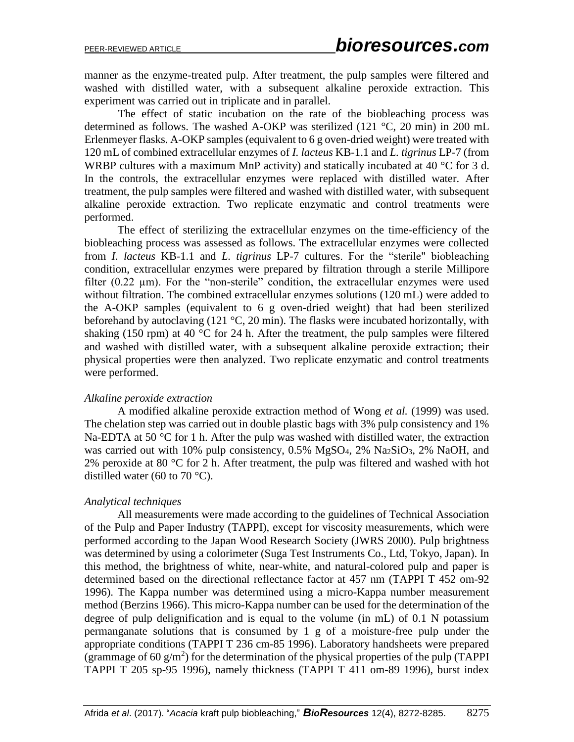manner as the enzyme-treated pulp. After treatment, the pulp samples were filtered and washed with distilled water, with a subsequent alkaline peroxide extraction. This experiment was carried out in triplicate and in parallel.

The effect of static incubation on the rate of the biobleaching process was determined as follows. The washed A-OKP was sterilized (121 °C, 20 min) in 200 mL Erlenmeyer flasks. A-OKP samples (equivalent to 6 g oven-dried weight) were treated with 120 mL of combined extracellular enzymes of *I. lacteus* KB-1.1 and *L. tigrinus* LP-7 (from WRBP cultures with a maximum MnP activity) and statically incubated at 40 °C for 3 d. In the controls, the extracellular enzymes were replaced with distilled water. After treatment, the pulp samples were filtered and washed with distilled water, with subsequent alkaline peroxide extraction. Two replicate enzymatic and control treatments were performed.

The effect of sterilizing the extracellular enzymes on the time-efficiency of the biobleaching process was assessed as follows. The extracellular enzymes were collected from *I. lacteus* KB-1.1 and *L. tigrinus* LP-7 cultures. For the "sterile" biobleaching condition, extracellular enzymes were prepared by filtration through a sterile Millipore filter (0.22 μm). For the "non-sterile" condition, the extracellular enzymes were used without filtration. The combined extracellular enzymes solutions (120 mL) were added to the A-OKP samples (equivalent to 6 g oven-dried weight) that had been sterilized beforehand by autoclaving (121 °C, 20 min). The flasks were incubated horizontally, with shaking (150 rpm) at 40 °C for 24 h. After the treatment, the pulp samples were filtered and washed with distilled water, with a subsequent alkaline peroxide extraction; their physical properties were then analyzed. Two replicate enzymatic and control treatments were performed.

*Alkaline peroxide extraction*

A modified alkaline peroxide extraction method of Wong *et al.* (1999) was used. The chelation step was carried out in double plastic bags with 3% pulp consistency and 1% Na-EDTA at 50 °C for 1 h. After the pulp was washed with distilled water, the extraction was carried out with 10% pulp consistency, 0.5% $MgSO_4$, 2% $Na_2SiO_3$, 2% NaOH, and 2% peroxide at 80 °C for 2 h. After treatment, the pulp was filtered and washed with hot distilled water (60 to 70 °C).

*Analytical techniques*

All measurements were made according to the guidelines of Technical Association of the Pulp and Paper Industry (TAPPI), except for viscosity measurements, which were performed according to the Japan Wood Research Society (JWRS 2000). Pulp brightness was determined by using a colorimeter (Suga Test Instruments Co., Ltd, Tokyo, Japan). In this method, the brightness of white, near-white, and natural-colored pulp and paper is determined based on the directional reflectance factor at 457 nm (TAPPI T 452 om-92 1996). The Kappa number was determined using a micro-Kappa number measurement method (Berzins 1966). This micro-Kappa number can be used for the determination of the degree of pulp delignification and is equal to the volume (in mL) of 0.1 N potassium permanganate solutions that is consumed by 1 g of a moisture-free pulp under the appropriate conditions (TAPPI T 236 cm-85 1996). Laboratory handsheets were prepared (grammage of 60 g/m$^2$) for the determination of the physical properties of the pulp (TAPPI TAPPI T 205 sp-95 1996), namely thickness (TAPPI T 411 om-89 1996), burst index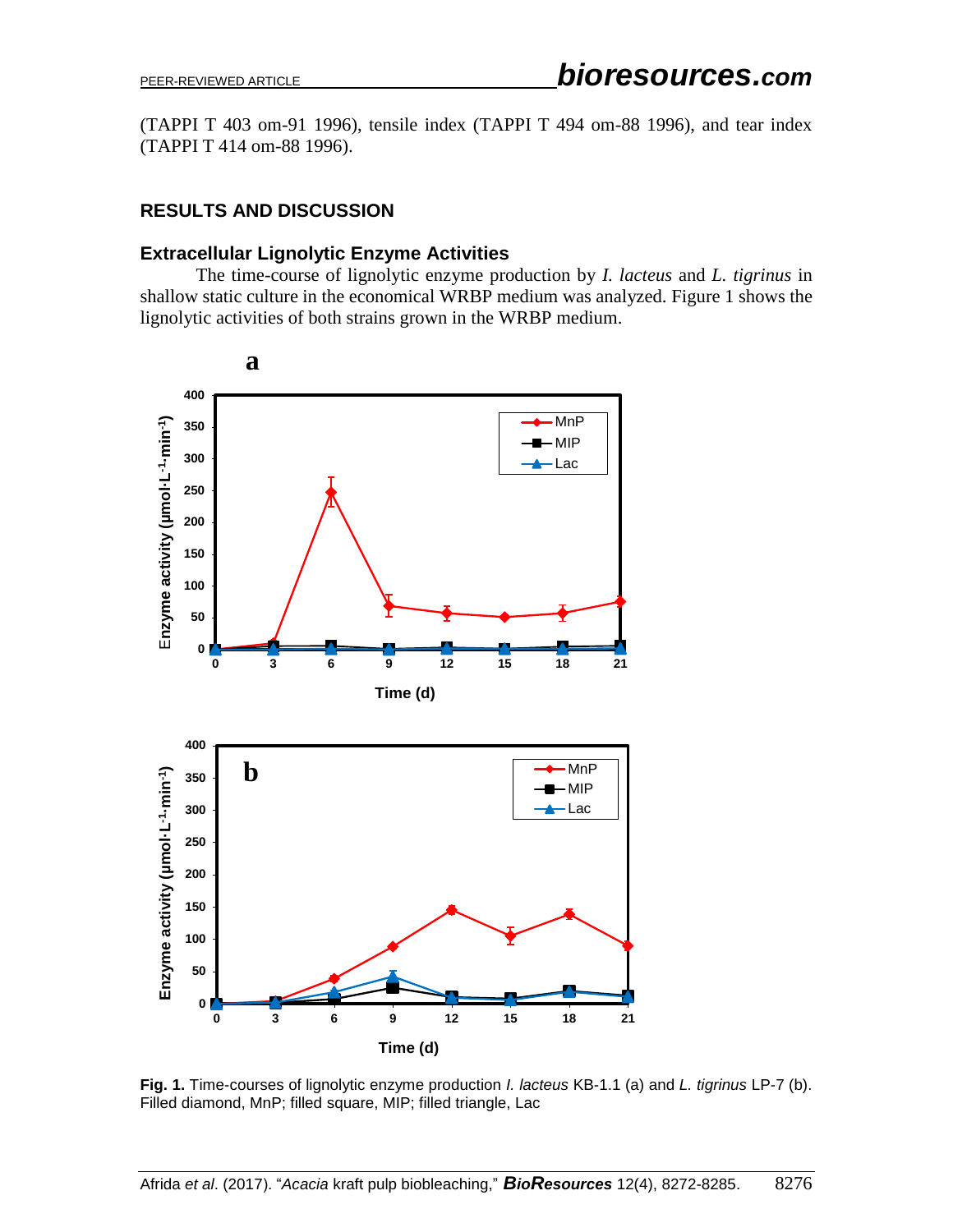(TAPPI T 403 om-91 1996), tensile index (TAPPI T 494 om-88 1996), and tear index (TAPPI T 414 om-88 1996).

## RESULTS AND DISCUSSION

### Extracellular Lignolytic Enzyme Activities

The time-course of lignolytic enzyme production by *I. lacteus* and *L. tigrinus* in shallow static culture in the economical WRBP medium was analyzed. Figure 1 shows the lignolytic activities of both strains grown in the WRBP medium.

**Fig. 1.** Time-courses of lignolytic enzyme production *I. lacteus* KB-1.1 (a) and *L. tigrinus* LP-7 (b). Filled diamond, MnP; filled square, MIP; filled triangle, Lac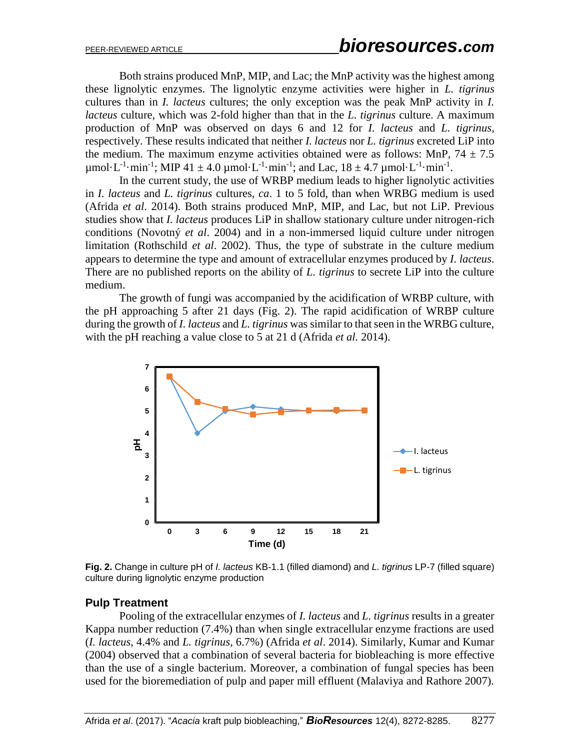Both strains produced MnP, MIP, and Lac; the MnP activity was the highest among these lignolytic enzymes. The lignolytic enzyme activities were higher in *L. tigrinus* cultures than in *I. lacteus* cultures; the only exception was the peak MnP activity in *I. lacteus* culture, which was 2-fold higher than that in the *L. tigrinus* culture. A maximum production of MnP was observed on days 6 and 12 for *I. lacteus* and *L. tigrinus*, respectively. These results indicated that neither *I. lacteus* nor *L. tigrinus* excreted LiP into the medium. The maximum enzyme activities obtained were as follows: MnP, 74 ± 7.5 $\mu mol \cdot L^{-1} \cdot min^{-1}$; MIP 41 ± 4.0 $\mu mol \cdot L^{-1} \cdot min^{-1}$; and Lac, 18 ± 4.7 $\mu mol \cdot L^{-1} \cdot min^{-1}$.

In the current study, the use of WRBP medium leads to higher lignolytic activities in *I. lacteus* and *L. tigrinus* cultures, *ca*. 1 to 5 fold, than when WRBG medium is used (Afrida *et al*. 2014). Both strains produced MnP, MIP, and Lac, but not LiP. Previous studies show that *I. lacteus* produces LiP in shallow stationary culture under nitrogen-rich conditions (Novotný *et al*. 2004) and in a non-immersed liquid culture under nitrogen limitation (Rothschild *et al*. 2002). Thus, the type of substrate in the culture medium appears to determine the type and amount of extracellular enzymes produced by *I. lacteus*. There are no published reports on the ability of *L. tigrinus* to secrete LiP into the culture medium.

The growth of fungi was accompanied by the acidification of WRBP culture, with the pH approaching 5 after 21 days (Fig. 2). The rapid acidification of WRBP culture during the growth of *I. lacteus* and *L. tigrinus* was similar to that seen in the WRBG culture, with the pH reaching a value close to 5 at 21 d (Afrida *et al*. 2014).

**Fig. 2.** Change in culture pH of *I. lacteus* KB-1.1 (filled diamond) and *L. tigrinus* LP-7 (filled square) culture during lignolytic enzyme production

## Pulp Treatment

Pooling of the extracellular enzymes of *I. lacteus* and *L. tigrinus* results in a greater Kappa number reduction (7.4%) than when single extracellular enzyme fractions are used (*I. lacteus*, 4.4% and *L. tigrinus*, 6.7%) (Afrida *et al*. 2014). Similarly, Kumar and Kumar (2004) observed that a combination of several bacteria for biobleaching is more effective than the use of a single bacterium. Moreover, a combination of fungal species has been used for the bioremediation of pulp and paper mill effluent (Malaviya and Rathore 2007).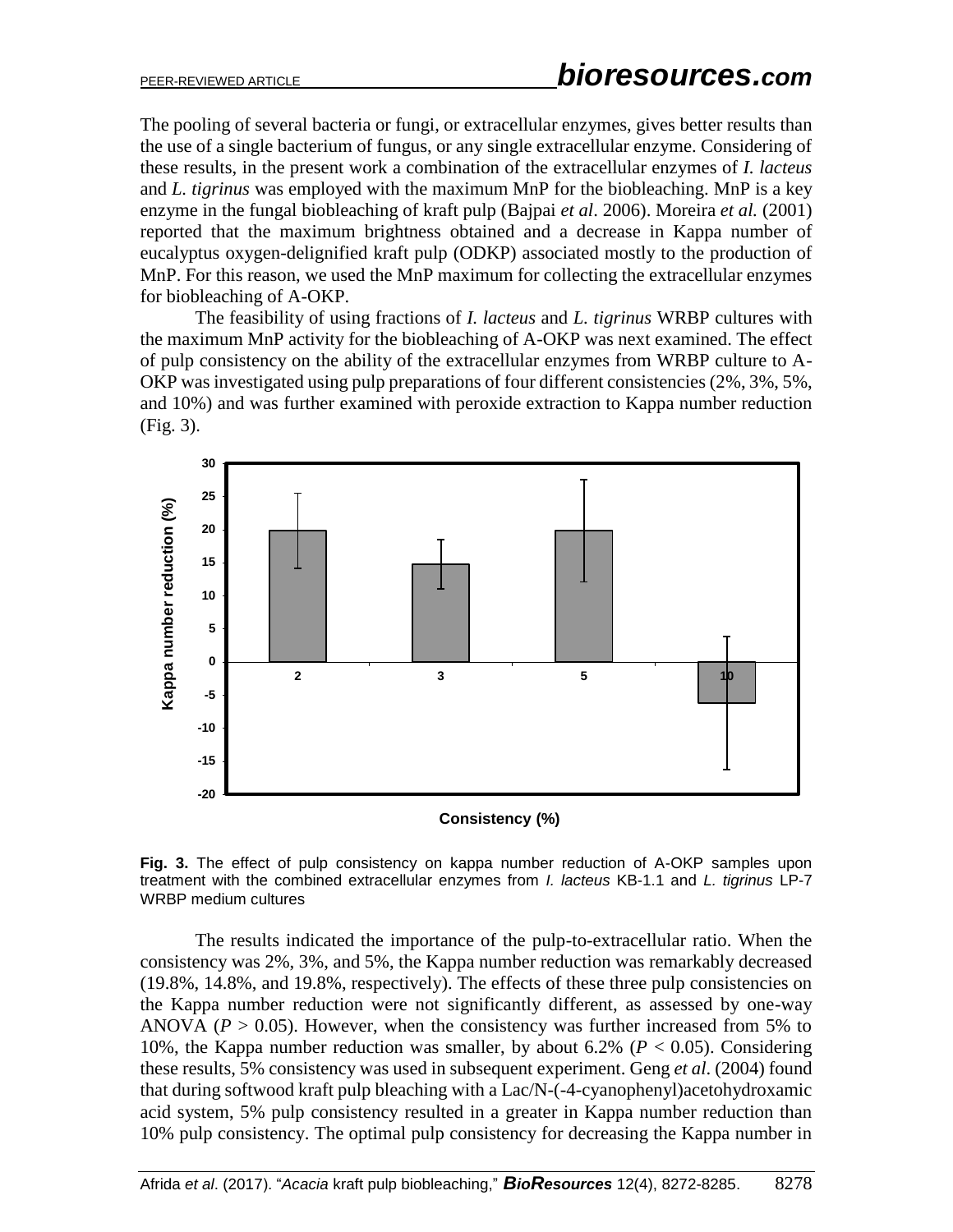The pooling of several bacteria or fungi, or extracellular enzymes, gives better results than the use of a single bacterium of fungus, or any single extracellular enzyme. Considering of these results, in the present work a combination of the extracellular enzymes of *I. lacteus* and *L. tigrinus* was employed with the maximum MnP for the biobleaching. MnP is a key enzyme in the fungal biobleaching of kraft pulp (Bajpai *et al*. 2006). Moreira *et al.* (2001) reported that the maximum brightness obtained and a decrease in Kappa number of eucalyptus oxygen-delignified kraft pulp (ODKP) associated mostly to the production of MnP. For this reason, we used the MnP maximum for collecting the extracellular enzymes for biobleaching of A-OKP.

The feasibility of using fractions of *I. lacteus* and *L. tigrinus* WRBP cultures with the maximum MnP activity for the biobleaching of A-OKP was next examined. The effect of pulp consistency on the ability of the extracellular enzymes from WRBP culture to A-OKP was investigated using pulp preparations of four different consistencies (2%, 3%, 5%, and 10%) and was further examined with peroxide extraction to Kappa number reduction (Fig. 3).

**Fig. 3.** The effect of pulp consistency on kappa number reduction of A-OKP samples upon treatment with the combined extracellular enzymes from *I. lacteus* KB-1.1 and *L. tigrinus* LP-7 WRBP medium cultures

The results indicated the importance of the pulp-to-extracellular ratio. When the consistency was 2%, 3%, and 5%, the Kappa number reduction was remarkably decreased (19.8%, 14.8%, and 19.8%, respectively). The effects of these three pulp consistencies on the Kappa number reduction were not significantly different, as assessed by one-way ANOVA ($P > 0.05$). However, when the consistency was further increased from 5% to 10%, the Kappa number reduction was smaller, by about 6.2% ($P < 0.05$). Considering these results, 5% consistency was used in subsequent experiment. Geng *et al*. (2004) found that during softwood kraft pulp bleaching with a Lac/N-(-4-cyanophenyl)acetohydroxamic acid system, 5% pulp consistency resulted in a greater in Kappa number reduction than 10% pulp consistency. The optimal pulp consistency for decreasing the Kappa number in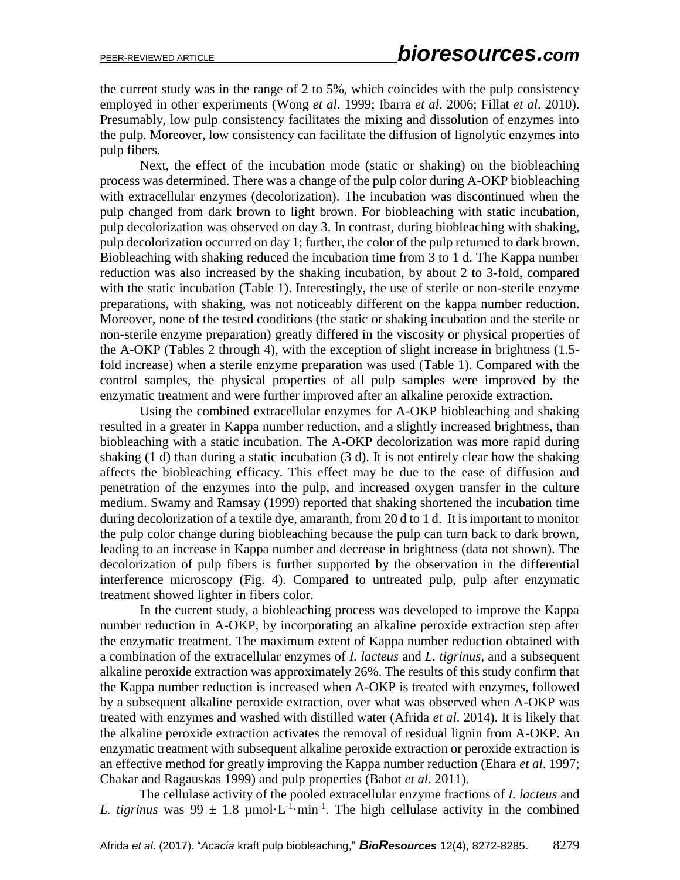the current study was in the range of 2 to 5%, which coincides with the pulp consistency employed in other experiments (Wong *et al*. 1999; Ibarra *et al*. 2006; Fillat *et al*. 2010). Presumably, low pulp consistency facilitates the mixing and dissolution of enzymes into the pulp. Moreover, low consistency can facilitate the diffusion of lignolytic enzymes into pulp fibers.

Next, the effect of the incubation mode (static or shaking) on the biobleaching process was determined. There was a change of the pulp color during A-OKP biobleaching with extracellular enzymes (decolorization). The incubation was discontinued when the pulp changed from dark brown to light brown. For biobleaching with static incubation, pulp decolorization was observed on day 3. In contrast, during biobleaching with shaking, pulp decolorization occurred on day 1; further, the color of the pulp returned to dark brown. Biobleaching with shaking reduced the incubation time from 3 to 1 d. The Kappa number reduction was also increased by the shaking incubation, by about 2 to 3-fold, compared with the static incubation (Table 1). Interestingly, the use of sterile or non-sterile enzyme preparations, with shaking, was not noticeably different on the kappa number reduction. Moreover, none of the tested conditions (the static or shaking incubation and the sterile or non-sterile enzyme preparation) greatly differed in the viscosity or physical properties of the A-OKP (Tables 2 through 4), with the exception of slight increase in brightness (1.5-fold increase) when a sterile enzyme preparation was used (Table 1). Compared with the control samples, the physical properties of all pulp samples were improved by the enzymatic treatment and were further improved after an alkaline peroxide extraction.

Using the combined extracellular enzymes for A-OKP biobleaching and shaking resulted in a greater in Kappa number reduction, and a slightly increased brightness, than biobleaching with a static incubation. The A-OKP decolorization was more rapid during shaking (1 d) than during a static incubation (3 d). It is not entirely clear how the shaking affects the biobleaching efficacy. This effect may be due to the ease of diffusion and penetration of the enzymes into the pulp, and increased oxygen transfer in the culture medium. Swamy and Ramsay (1999) reported that shaking shortened the incubation time during decolorization of a textile dye, amaranth, from 20 d to 1 d. It is important to monitor the pulp color change during biobleaching because the pulp can turn back to dark brown, leading to an increase in Kappa number and decrease in brightness (data not shown). The decolorization of pulp fibers is further supported by the observation in the differential interference microscopy (Fig. 4). Compared to untreated pulp, pulp after enzymatic treatment showed lighter in fibers color.

In the current study, a biobleaching process was developed to improve the Kappa number reduction in A-OKP, by incorporating an alkaline peroxide extraction step after the enzymatic treatment. The maximum extent of Kappa number reduction obtained with a combination of the extracellular enzymes of *I. lacteus* and *L. tigrinus*, and a subsequent alkaline peroxide extraction was approximately 26%. The results of this study confirm that the Kappa number reduction is increased when A-OKP is treated with enzymes, followed by a subsequent alkaline peroxide extraction, over what was observed when A-OKP was treated with enzymes and washed with distilled water (Afrida *et al*. 2014). It is likely that the alkaline peroxide extraction activates the removal of residual lignin from A-OKP. An enzymatic treatment with subsequent alkaline peroxide extraction or peroxide extraction is an effective method for greatly improving the Kappa number reduction (Ehara *et al*. 1997; Chakar and Ragauskas 1999) and pulp properties (Babot *et al*. 2011).

The cellulase activity of the pooled extracellular enzyme fractions of *I. lacteus* and *L. tigrinus* was 99 ± 1.8 $\mu mol \cdot L^{-1} \cdot min^{-1}$. The high cellulase activity in the combined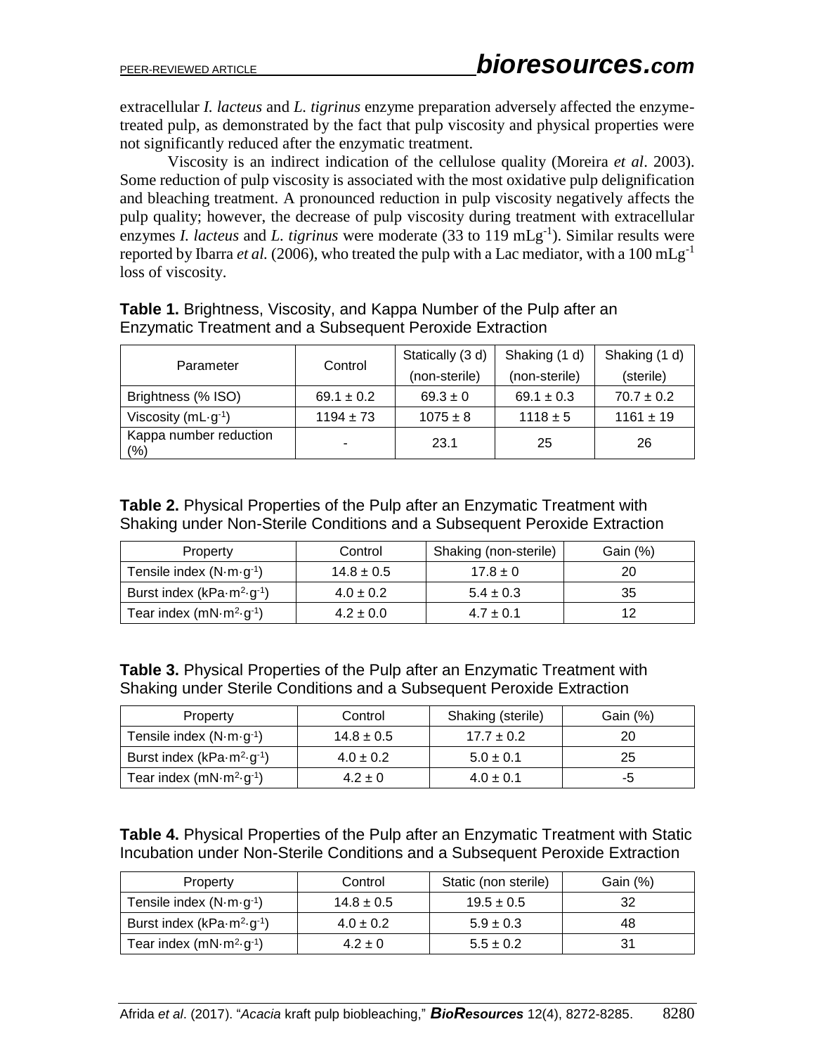extracellular *I. lacteus* and *L. tigrinus* enzyme preparation adversely affected the enzyme-treated pulp, as demonstrated by the fact that pulp viscosity and physical properties were not significantly reduced after the enzymatic treatment.

Viscosity is an indirect indication of the cellulose quality (Moreira *et al*. 2003). Some reduction of pulp viscosity is associated with the most oxidative pulp delignification and bleaching treatment. A pronounced reduction in pulp viscosity negatively affects the pulp quality; however, the decrease of pulp viscosity during treatment with extracellular enzymes *I. lacteus* and *L. tigrinus* were moderate (33 to 119 $mLg^{-1}$). Similar results were reported by Ibarra *et al.* (2006), who treated the pulp with a Lac mediator, with a 100 $mLg^{-1}$ loss of viscosity.

**Table 1.** Brightness, Viscosity, and Kappa Number of the Pulp after an Enzymatic Treatment and a Subsequent Peroxide Extraction

| Parameter | Control | Statically (3 d) (non-sterile) | Shaking (1 d) (non-sterile) | Shaking (1 d) (sterile) |
|---|---|---|---|---|
| Brightness (% ISO) | 69.1 ± 0.2 | 69.3 ± 0 | 69.1 ± 0.3 | 70.7 ± 0.2 |
| Viscosity ($mL \cdot g^{-1}$) | 1194 ± 73 | 1075 ± 8 | 1118 ± 5 | 1161 ± 19 |
| Kappa number reduction (%) | - | 23.1 | 25 | 26 |

**Table 2.** Physical Properties of the Pulp after an Enzymatic Treatment with Shaking under Non-Sterile Conditions and a Subsequent Peroxide Extraction

| Property | Control | Shaking (non-sterile) | Gain (%) |
|---|---|---|---|
| Tensile index ($N \cdot m \cdot g^{-1}$) | 14.8 ± 0.5 | 17.8 ± 0 | 20 |
| Burst index ($kPa \cdot m^2 \cdot g^{-1}$) | 4.0 ± 0.2 | 5.4 ± 0.3 | 35 |
| Tear index ($mN \cdot m^2 \cdot g^{-1}$) | 4.2 ± 0.0 | 4.7 ± 0.1 | 12 |

**Table 3.** Physical Properties of the Pulp after an Enzymatic Treatment with Shaking under Sterile Conditions and a Subsequent Peroxide Extraction

| Property | Control | Shaking (sterile) | Gain (%) |
|---|---|---|---|
| Tensile index ($N \cdot m \cdot g^{-1}$) | 14.8 ± 0.5 | 17.7 ± 0.2 | 20 |
| Burst index ($kPa \cdot m^2 \cdot g^{-1}$) | 4.0 ± 0.2 | 5.0 ± 0.1 | 25 |
| Tear index ($mN \cdot m^2 \cdot g^{-1}$) | 4.2 ± 0 | 4.0 ± 0.1 | -5 |

**Table 4.** Physical Properties of the Pulp after an Enzymatic Treatment with Static Incubation under Non-Sterile Conditions and a Subsequent Peroxide Extraction

| Property | Control | Static (non sterile) | Gain (%) |
|---|---|---|---|
| Tensile index ($N \cdot m \cdot g^{-1}$) | 14.8 ± 0.5 | 19.5 ± 0.5 | 32 |
| Burst index ($kPa \cdot m^2 \cdot g^{-1}$) | 4.0 ± 0.2 | 5.9 ± 0.3 | 48 |
| Tear index ($mN \cdot m^2 \cdot g^{-1}$) | 4.2 ± 0 | 5.5 ± 0.2 | 31 |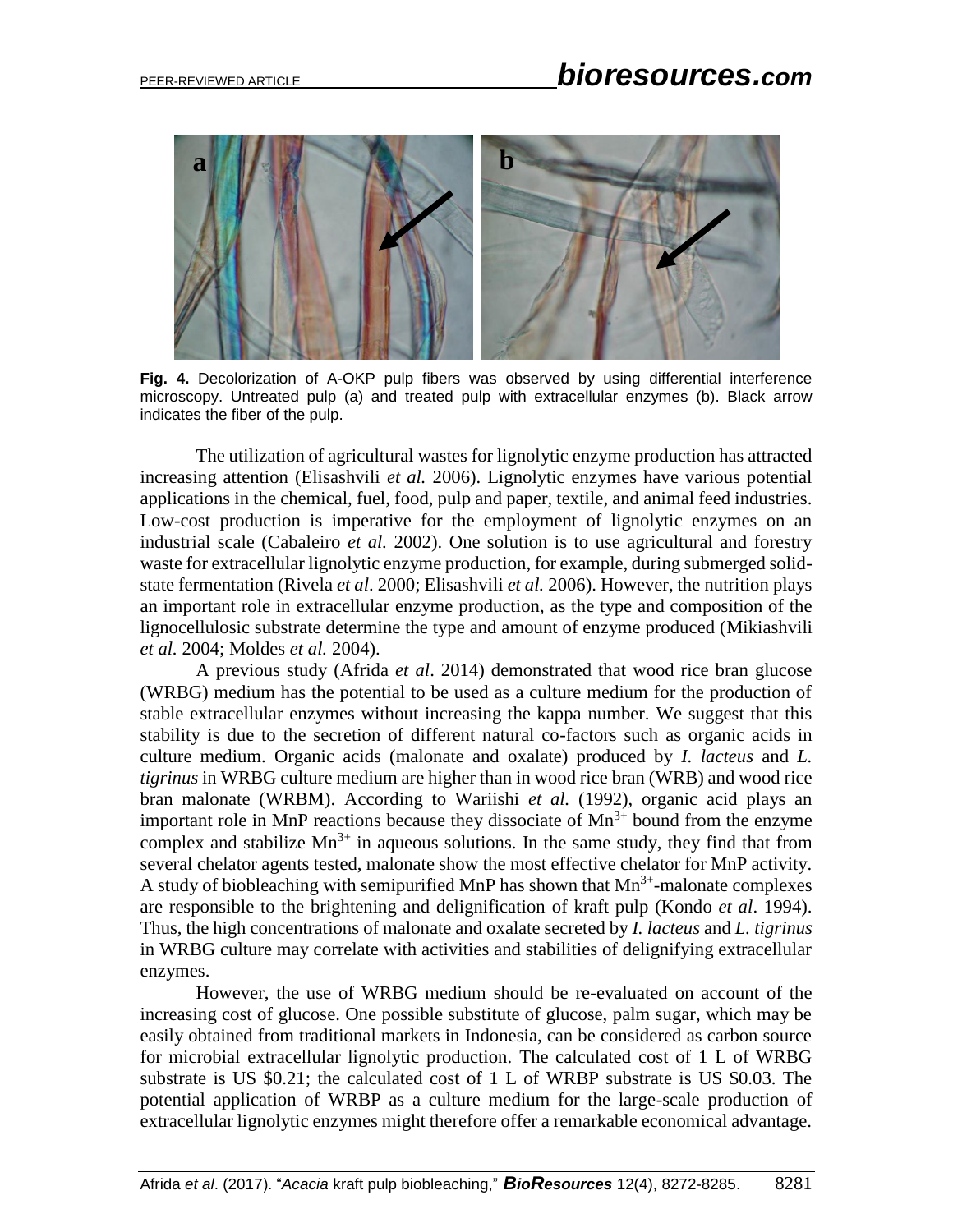**Fig. 4.** Decolorization of A-OKP pulp fibers was observed by using differential interference microscopy. Untreated pulp (a) and treated pulp with extracellular enzymes (b). Black arrow indicates the fiber of the pulp.

The utilization of agricultural wastes for lignolytic enzyme production has attracted increasing attention (Elisashvili *et al.* 2006). Lignolytic enzymes have various potential applications in the chemical, fuel, food, pulp and paper, textile, and animal feed industries. Low-cost production is imperative for the employment of lignolytic enzymes on an industrial scale (Cabaleiro *et al.* 2002). One solution is to use agricultural and forestry waste for extracellular lignolytic enzyme production, for example, during submerged solid-state fermentation (Rivela *et al.* 2000; Elisashvili *et al.* 2006). However, the nutrition plays an important role in extracellular enzyme production, as the type and composition of the lignocellulosic substrate determine the type and amount of enzyme produced (Mikiashvili *et al.* 2004; Moldes *et al.* 2004).

A previous study (Afrida *et al*. 2014) demonstrated that wood rice bran glucose (WRBG) medium has the potential to be used as a culture medium for the production of stable extracellular enzymes without increasing the kappa number. We suggest that this stability is due to the secretion of different natural co-factors such as organic acids in culture medium. Organic acids (malonate and oxalate) produced by *I. lacteus* and *L. tigrinus* in WRBG culture medium are higher than in wood rice bran (WRB) and wood rice bran malonate (WRBM). According to Wariishi *et al.* (1992), organic acid plays an important role in MnP reactions because they dissociate of $Mn^{3+}$ bound from the enzyme complex and stabilize $Mn^{3+}$ in aqueous solutions. In the same study, they find that from several chelator agents tested, malonate show the most effective chelator for MnP activity. A study of biobleaching with semipurified MnP has shown that $Mn^{3+}$-malonate complexes are responsible to the brightening and delignification of kraft pulp (Kondo *et al*. 1994). Thus, the high concentrations of malonate and oxalate secreted by *I. lacteus* and *L. tigrinus* in WRBG culture may correlate with activities and stabilities of delignifying extracellular enzymes.

However, the use of WRBG medium should be re-evaluated on account of the increasing cost of glucose. One possible substitute of glucose, palm sugar, which may be easily obtained from traditional markets in Indonesia, can be considered as carbon source for microbial extracellular lignolytic production. The calculated cost of 1 L of WRBG substrate is US \$0.21; the calculated cost of 1 L of WRBP substrate is US \$0.03. The potential application of WRBP as a culture medium for the large-scale production of extracellular lignolytic enzymes might therefore offer a remarkable economical advantage.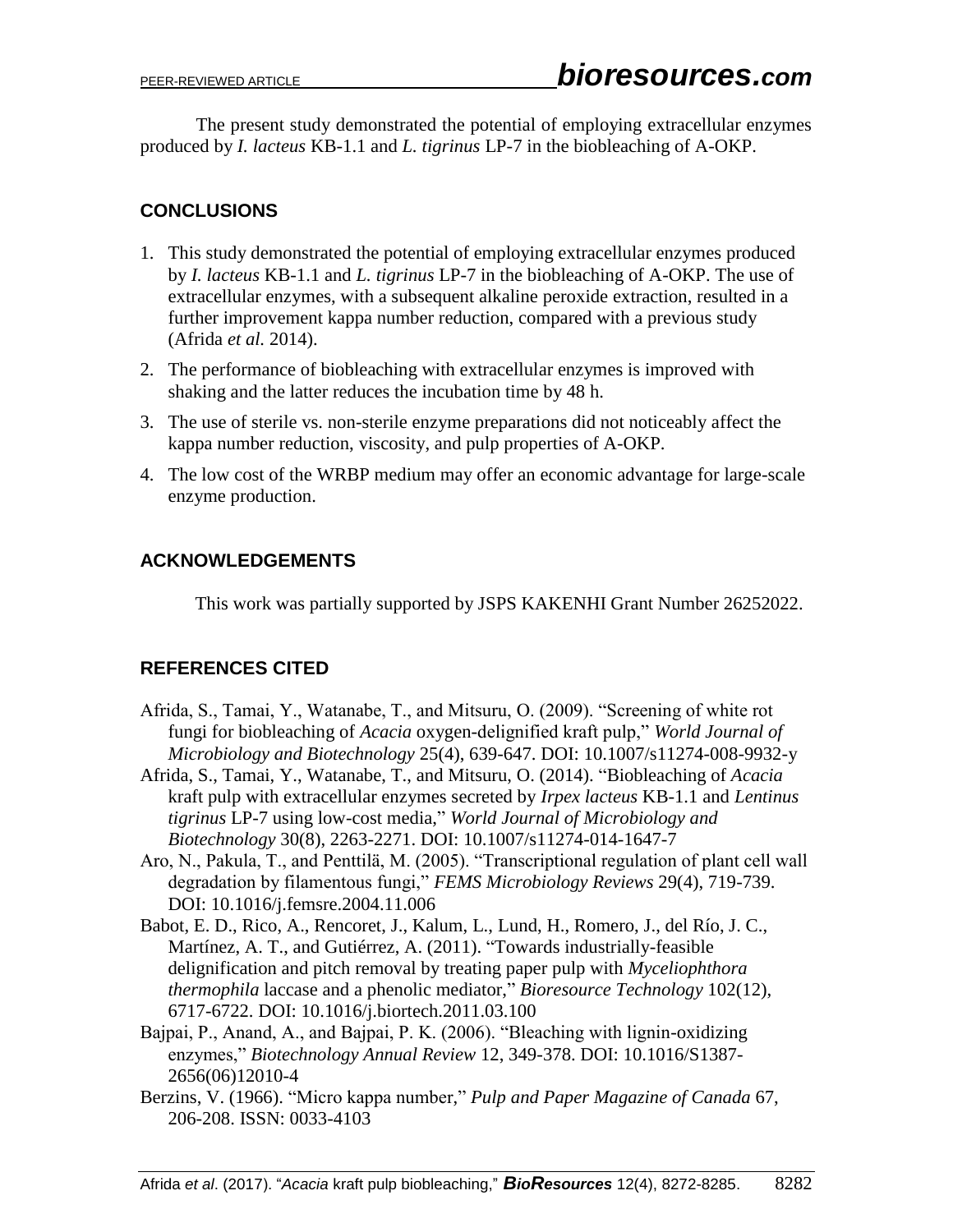The present study demonstrated the potential of employing extracellular enzymes produced by *I. lacteus* KB-1.1 and *L. tigrinus* LP-7 in the biobleaching of A-OKP.

## CONCLUSIONS

1. This study demonstrated the potential of employing extracellular enzymes produced by *I. lacteus* KB-1.1 and *L. tigrinus* LP-7 in the biobleaching of A-OKP. The use of extracellular enzymes, with a subsequent alkaline peroxide extraction, resulted in a further improvement kappa number reduction, compared with a previous study (Afrida *et al.* 2014).
2. The performance of biobleaching with extracellular enzymes is improved with shaking and the latter reduces the incubation time by 48 h.
3. The use of sterile vs. non-sterile enzyme preparations did not noticeably affect the kappa number reduction, viscosity, and pulp properties of A-OKP.
4. The low cost of the WRBP medium may offer an economic advantage for large-scale enzyme production.

## ACKNOWLEDGEMENTS

This work was partially supported by JSPS KAKENHI Grant Number 26252022.

## REFERENCES CITED

Afrida, S., Tamai, Y., Watanabe, T., and Mitsuru, O. (2009). "Screening of white rot fungi for biobleaching of *Acacia* oxygen-delignified kraft pulp," *World Journal of Microbiology and Biotechnology* 25(4), 639-647. DOI: 10.1007/s11274-008-9932-y

Afrida, S., Tamai, Y., Watanabe, T., and Mitsuru, O. (2014). "Biobleaching of *Acacia* kraft pulp with extracellular enzymes secreted by *Irpex lacteus* KB-1.1 and *Lentinus tigrinus* LP-7 using low-cost media," *World Journal of Microbiology and Biotechnology* 30(8), 2263-2271. DOI: 10.1007/s11274-014-1647-7

Aro, N., Pakula, T., and Penttilä, M. (2005). "Transcriptional regulation of plant cell wall degradation by filamentous fungi," *FEMS Microbiology Reviews* 29(4), 719-739. DOI: 10.1016/j.femsre.2004.11.006

Babot, E. D., Rico, A., Rencoret, J., Kalum, L., Lund, H., Romero, J., del Río, J. C., Martínez, A. T., and Gutiérrez, A. (2011). "Towards industrially-feasible delignification and pitch removal by treating paper pulp with *Myceliophthora thermophila* laccase and a phenolic mediator," *Bioresource Technology* 102(12), 6717-6722. DOI: 10.1016/j.biortech.2011.03.100

Bajpai, P., Anand, A., and Bajpai, P. K. (2006). "Bleaching with lignin-oxidizing enzymes," *Biotechnology Annual Review* 12, 349-378. DOI: 10.1016/S1387-2656(06)12010-4

Berzins, V. (1966). "Micro kappa number," *Pulp and Paper Magazine of Canada* 67, 206-208. ISSN: 0033-4103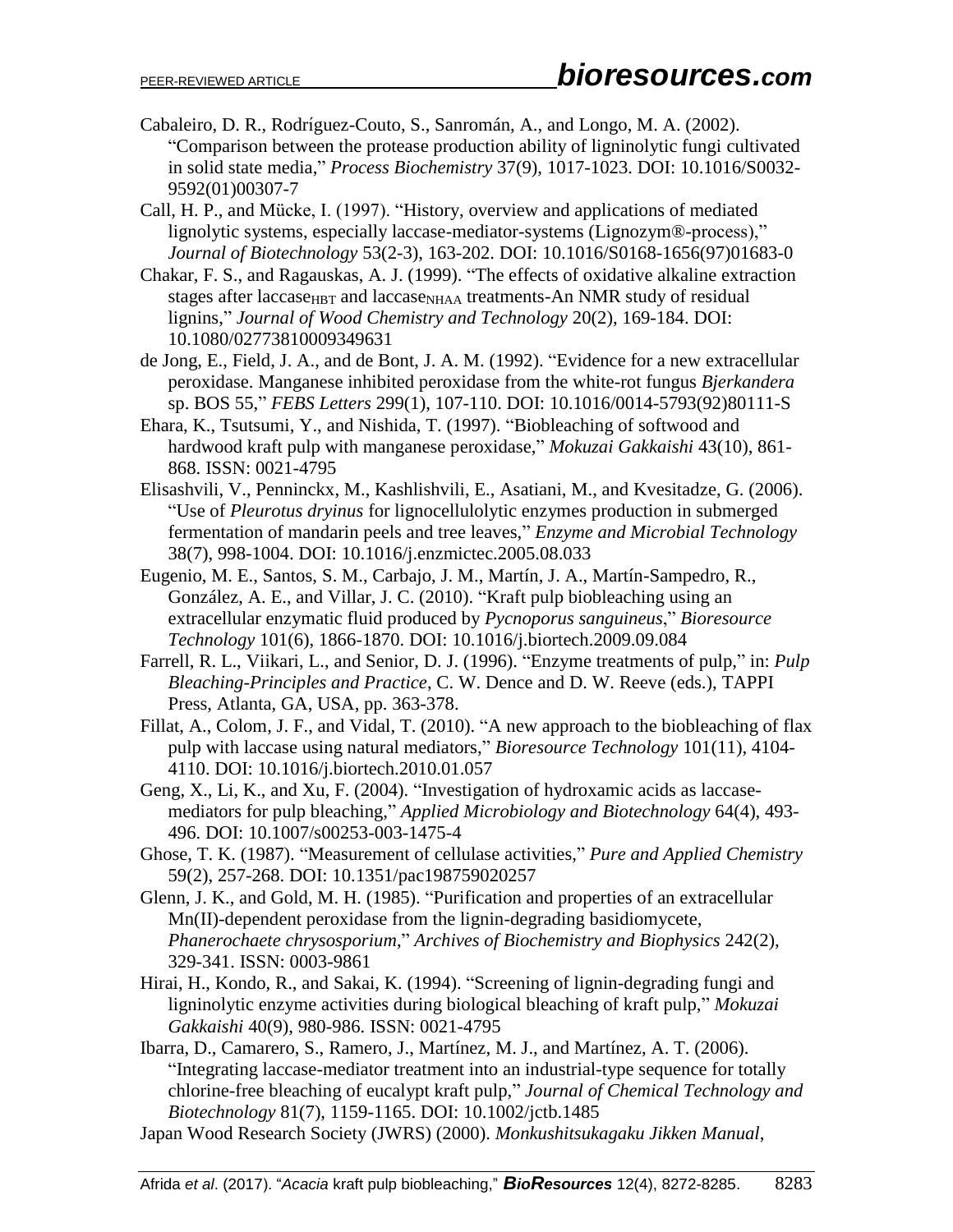Cabaleiro, D. R., Rodríguez-Couto, S., Sanromán, A., and Longo, M. A. (2002). "Comparison between the protease production ability of ligninolytic fungi cultivated in solid state media," *Process Biochemistry* 37(9), 1017-1023. DOI: 10.1016/S0032-9592(01)00307-7

Call, H. P., and Mücke, I. (1997). "History, overview and applications of mediated lignolytic systems, especially laccase-mediator-systems (Lignozym®-process)," *Journal of Biotechnology* 53(2-3), 163-202. DOI: 10.1016/S0168-1656(97)01683-0

Chakar, F. S., and Ragauskas, A. J. (1999). "The effects of oxidative alkaline extraction stages after laccase$_{HBT}$ and laccase$_{NHAA}$ treatments-An NMR study of residual lignins," *Journal of Wood Chemistry and Technology* 20(2), 169-184. DOI: 10.1080/02773810009349631

de Jong, E., Field, J. A., and de Bont, J. A. M. (1992). "Evidence for a new extracellular peroxidase. Manganese inhibited peroxidase from the white-rot fungus *Bjerkandera* sp. BOS 55," *FEBS Letters* 299(1), 107-110. DOI: 10.1016/0014-5793(92)80111-S

Ehara, K., Tsutsumi, Y., and Nishida, T. (1997). "Biobleaching of softwood and hardwood kraft pulp with manganese peroxidase," *Mokuzai Gakkaishi* 43(10), 861-868. ISSN: 0021-4795

Elisashvili, V., Penninckx, M., Kashlishvili, E., Asatiani, M., and Kvesitadze, G. (2006). "Use of *Pleurotus dryinus* for lignocellulolytic enzymes production in submerged fermentation of mandarin peels and tree leaves," *Enzyme and Microbial Technology* 38(7), 998-1004. DOI: 10.1016/j.enzmictec.2005.08.033

Eugenio, M. E., Santos, S. M., Carbajo, J. M., Martín, J. A., Martín-Sampedro, R., González, A. E., and Villar, J. C. (2010). "Kraft pulp biobleaching using an extracellular enzymatic fluid produced by *Pycnoporus sanguineus*," *Bioresource Technology* 101(6), 1866-1870. DOI: 10.1016/j.biortech.2009.09.084

Farrell, R. L., Viikari, L., and Senior, D. J. (1996). "Enzyme treatments of pulp," in: *Pulp Bleaching-Principles and Practice*, C. W. Dence and D. W. Reeve (eds.), TAPPI Press, Atlanta, GA, USA, pp. 363-378.

Fillat, A., Colom, J. F., and Vidal, T. (2010). "A new approach to the biobleaching of flax pulp with laccase using natural mediators," *Bioresource Technology* 101(11), 4104-4110. DOI: 10.1016/j.biortech.2010.01.057

Geng, X., Li, K., and Xu, F. (2004). "Investigation of hydroxamic acids as laccase-mediators for pulp bleaching," *Applied Microbiology and Biotechnology* 64(4), 493-496. DOI: 10.1007/s00253-003-1475-4

Ghose, T. K. (1987). "Measurement of cellulase activities," *Pure and Applied Chemistry* 59(2), 257-268. DOI: 10.1351/pac198759020257

Glenn, J. K., and Gold, M. H. (1985). "Purification and properties of an extracellular Mn(II)-dependent peroxidase from the lignin-degrading basidiomycete, *Phanerochaete chrysosporium*," *Archives of Biochemistry and Biophysics* 242(2), 329-341. ISSN: 0003-9861

Hirai, H., Kondo, R., and Sakai, K. (1994). "Screening of lignin-degrading fungi and ligninolytic enzyme activities during biological bleaching of kraft pulp," *Mokuzai Gakkaishi* 40(9), 980-986. ISSN: 0021-4795

Ibarra, D., Camarero, S., Ramero, J., Martínez, M. J., and Martínez, A. T. (2006). "Integrating laccase-mediator treatment into an industrial-type sequence for totally chlorine-free bleaching of eucalypt kraft pulp," *Journal of Chemical Technology and Biotechnology* 81(7), 1159-1165. DOI: 10.1002/jctb.1485

Japan Wood Research Society (JWRS) (2000). *Monkushitsukagaku Jikken Manual*,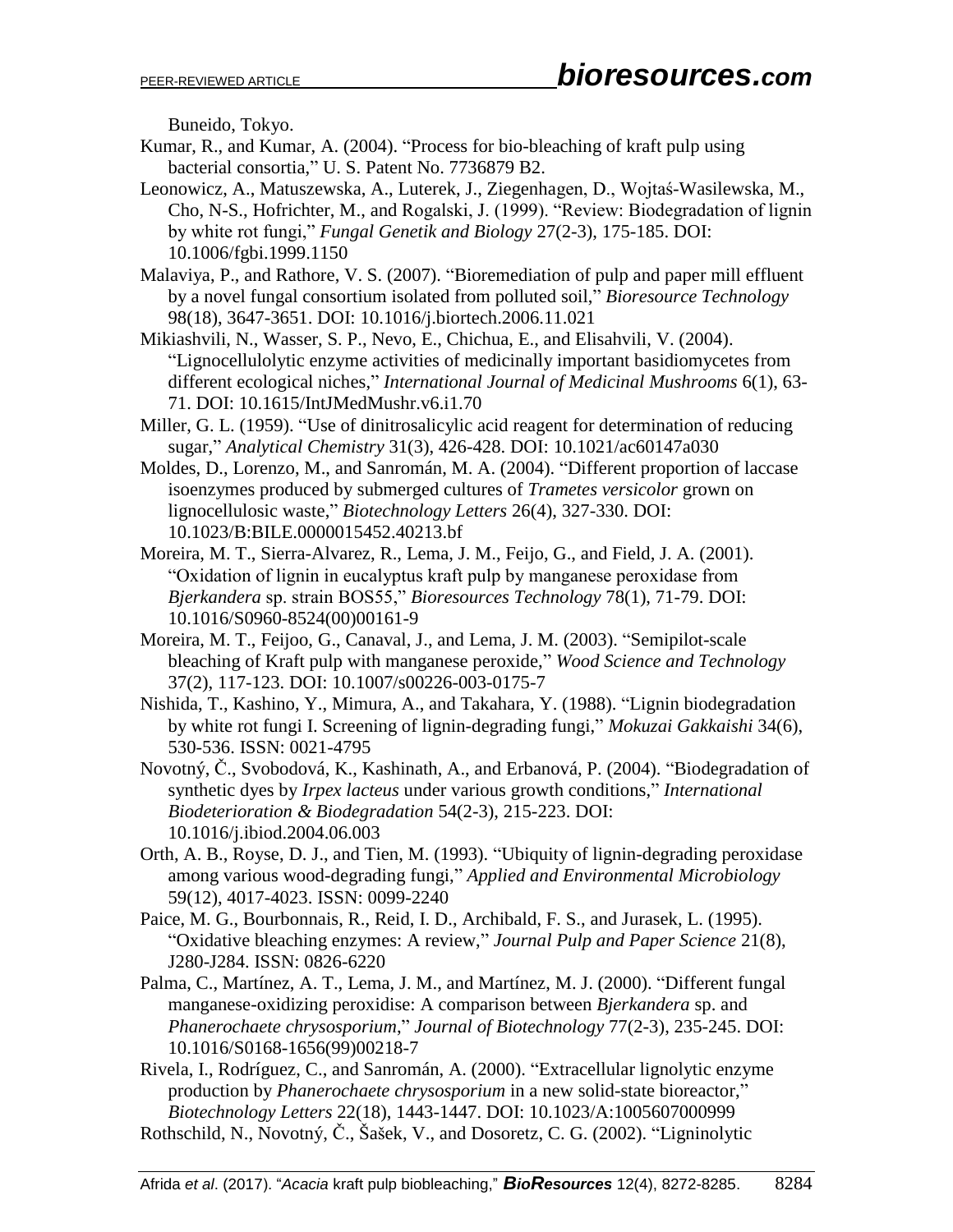Buneido, Tokyo.

Kumar, R., and Kumar, A. (2004). "Process for bio-bleaching of kraft pulp using bacterial consortia," U. S. Patent No. 7736879 B2.

Leonowicz, A., Matuszewska, A., Luterek, J., Ziegenhagen, D., Wojtaś-Wasilewska, M., Cho, N-S., Hofrichter, M., and Rogalski, J. (1999). "Review: Biodegradation of lignin by white rot fungi," *Fungal Genetik and Biology* 27(2-3), 175-185. DOI: 10.1006/fgbi.1999.1150

Malaviya, P., and Rathore, V. S. (2007). "Bioremediation of pulp and paper mill effluent by a novel fungal consortium isolated from polluted soil," *Bioresource Technology* 98(18), 3647-3651. DOI: 10.1016/j.biortech.2006.11.021

Mikiashvili, N., Wasser, S. P., Nevo, E., Chichua, E., and Elisahvili, V. (2004). "Lignocellulolytic enzyme activities of medicinally important basidiomycetes from different ecological niches," *International Journal of Medicinal Mushrooms* 6(1), 63-71. DOI: 10.1615/IntJMedMushr.v6.i1.70

Miller, G. L. (1959). "Use of dinitrosalicylic acid reagent for determination of reducing sugar," *Analytical Chemistry* 31(3), 426-428. DOI: 10.1021/ac60147a030

Moldes, D., Lorenzo, M., and Sanromán, M. A. (2004). "Different proportion of laccase isoenzymes produced by submerged cultures of *Trametes versicolor* grown on lignocellulosic waste," *Biotechnology Letters* 26(4), 327-330. DOI: 10.1023/B:BILE.0000015452.40213.bf

Moreira, M. T., Sierra-Alvarez, R., Lema, J. M., Feijo, G., and Field, J. A. (2001). "Oxidation of lignin in eucalyptus kraft pulp by manganese peroxidase from *Bjerkandera* sp. strain BOS55," *Bioresources Technology* 78(1), 71-79. DOI: 10.1016/S0960-8524(00)00161-9

Moreira, M. T., Feijoo, G., Canaval, J., and Lema, J. M. (2003). "Semipilot-scale bleaching of Kraft pulp with manganese peroxide," *Wood Science and Technology* 37(2), 117-123. DOI: 10.1007/s00226-003-0175-7

Nishida, T., Kashino, Y., Mimura, A., and Takahara, Y. (1988). "Lignin biodegradation by white rot fungi I. Screening of lignin-degrading fungi," *Mokuzai Gakkaishi* 34(6), 530-536. ISSN: 0021-4795

Novotný, Č., Svobodová, K., Kashinath, A., and Erbanová, P. (2004). "Biodegradation of synthetic dyes by *Irpex lacteus* under various growth conditions," *International Biodeterioration & Biodegradation* 54(2-3), 215-223. DOI: 10.1016/j.ibiod.2004.06.003

Orth, A. B., Royse, D. J., and Tien, M. (1993). "Ubiquity of lignin-degrading peroxidase among various wood-degrading fungi," *Applied and Environmental Microbiology* 59(12), 4017-4023. ISSN: 0099-2240

Paice, M. G., Bourbonnais, R., Reid, I. D., Archibald, F. S., and Jurasek, L. (1995). "Oxidative bleaching enzymes: A review," *Journal Pulp and Paper Science* 21(8), J280-J284. ISSN: 0826-6220

Palma, C., Martínez, A. T., Lema, J. M., and Martínez, M. J. (2000). "Different fungal manganese-oxidizing peroxidise: A comparison between *Bjerkandera* sp. and *Phanerochaete chrysosporium*," *Journal of Biotechnology* 77(2-3), 235-245. DOI: 10.1016/S0168-1656(99)00218-7

Rivela, I., Rodríguez, C., and Sanromán, A. (2000). "Extracellular lignolytic enzyme production by *Phanerochaete chrysosporium* in a new solid-state bioreactor," *Biotechnology Letters* 22(18), 1443-1447. DOI: 10.1023/A:1005607000999

Rothschild, N., Novotný, Č., Šašek, V., and Dosoretz, C. G. (2002). "Ligninolytic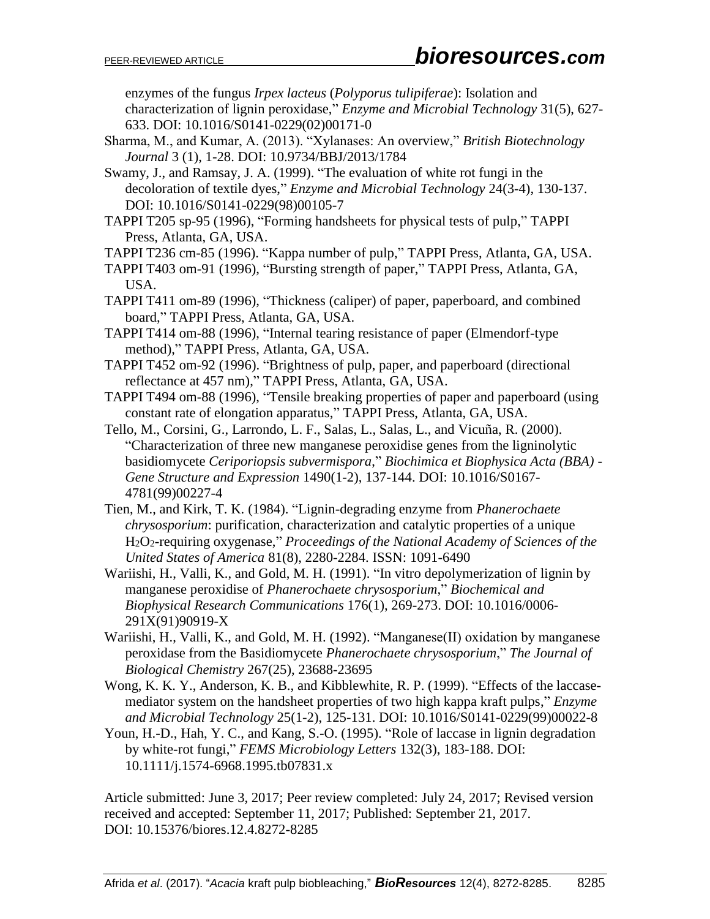enzymes of the fungus *Irpex lacteus* (*Polyporus tulipiferae*): Isolation and characterization of lignin peroxidase," *Enzyme and Microbial Technology* 31(5), 627-633. DOI: 10.1016/S0141-0229(02)00171-0

Sharma, M., and Kumar, A. (2013). "Xylanases: An overview," *British Biotechnology Journal* 3 (1), 1-28. DOI: 10.9734/BBJ/2013/1784

Swamy, J., and Ramsay, J. A. (1999). "The evaluation of white rot fungi in the decoloration of textile dyes," *Enzyme and Microbial Technology* 24(3-4), 130-137. DOI: 10.1016/S0141-0229(98)00105-7

TAPPI T205 sp-95 (1996), "Forming handsheets for physical tests of pulp," TAPPI Press, Atlanta, GA, USA.

TAPPI T236 cm-85 (1996). "Kappa number of pulp," TAPPI Press, Atlanta, GA, USA.

TAPPI T403 om-91 (1996), "Bursting strength of paper," TAPPI Press, Atlanta, GA, USA.

TAPPI T411 om-89 (1996), "Thickness (caliper) of paper, paperboard, and combined board," TAPPI Press, Atlanta, GA, USA.

TAPPI T414 om-88 (1996), "Internal tearing resistance of paper (Elmendorf-type method)," TAPPI Press, Atlanta, GA, USA.

TAPPI T452 om-92 (1996). "Brightness of pulp, paper, and paperboard (directional reflectance at 457 nm)," TAPPI Press, Atlanta, GA, USA.

TAPPI T494 om-88 (1996), "Tensile breaking properties of paper and paperboard (using constant rate of elongation apparatus," TAPPI Press, Atlanta, GA, USA.

Tello, M., Corsini, G., Larrondo, L. F., Salas, L., Salas, L., and Vicuña, R. (2000). "Characterization of three new manganese peroxidise genes from the ligninolytic basidiomycete *Ceriporiopsis subvermispora*," *Biochimica et Biophysica Acta (BBA) - Gene Structure and Expression* 1490(1-2), 137-144. DOI: 10.1016/S0167-4781(99)00227-4

Tien, M., and Kirk, T. K. (1984). "Lignin-degrading enzyme from *Phanerochaete chrysosporium*: purification, characterization and catalytic properties of a unique $H_2O_2$-requiring oxygenase," *Proceedings of the National Academy of Sciences of the United States of America* 81(8), 2280-2284. ISSN: 1091-6490

Wariishi, H., Valli, K., and Gold, M. H. (1991). "In vitro depolymerization of lignin by manganese peroxidise of *Phanerochaete chrysosporium*," *Biochemical and Biophysical Research Communications* 176(1), 269-273. DOI: 10.1016/0006-291X(91)90919-X

Wariishi, H., Valli, K., and Gold, M. H. (1992). "Manganese(II) oxidation by manganese peroxidase from the Basidiomycete *Phanerochaete chrysosporium*," *The Journal of Biological Chemistry* 267(25), 23688-23695

Wong, K. K. Y., Anderson, K. B., and Kibblewhite, R. P. (1999). "Effects of the laccase-mediator system on the handsheet properties of two high kappa kraft pulps," *Enzyme and Microbial Technology* 25(1-2), 125-131. DOI: 10.1016/S0141-0229(99)00022-8

Youn, H.-D., Hah, Y. C., and Kang, S.-O. (1995). "Role of laccase in lignin degradation by white-rot fungi," *FEMS Microbiology Letters* 132(3), 183-188. DOI: 10.1111/j.1574-6968.1995.tb07831.x

Article submitted: June 3, 2017; Peer review completed: July 24, 2017; Revised version received and accepted: September 11, 2017; Published: September 21, 2017.
DOI: 10.15376/biores.12.4.8272-8285